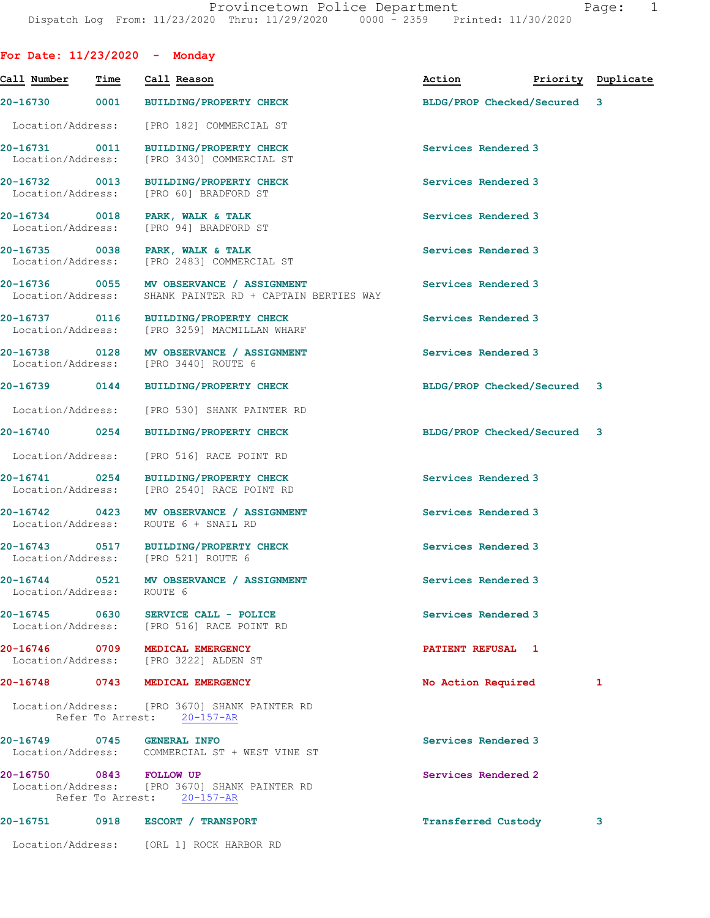# Provincetown Police Department

Dispatch Log From: 11/23/2020 Thru: 11/29/2020 0000 - 2359 Printed: 11/30/2020

## For Date: 11/23/2020 - Monday

| Call Number | Time | Call Reason | Action | Priority | Duplicate |
|---|---|---|---|---|---|
| 20-16730 | 0001 | BUILDING/PROPERTY CHECK | BLDG/PROP Checked/Secured | 3 | |
| | | Location/Address: [PRO 182] COMMERCIAL ST | | | |
| 20-16731 | 0011 | BUILDING/PROPERTY CHECK | Services Rendered | 3 | |
| | | Location/Address: [PRO 3430] COMMERCIAL ST | | | |
| 20-16732 | 0013 | BUILDING/PROPERTY CHECK | Services Rendered | 3 | |
| | | Location/Address: [PRO 60] BRADFORD ST | | | |
| 20-16734 | 0018 | PARK, WALK & TALK | Services Rendered | 3 | |
| | | Location/Address: [PRO 94] BRADFORD ST | | | |
| 20-16735 | 0038 | PARK, WALK & TALK | Services Rendered | 3 | |
| | | Location/Address: [PRO 2483] COMMERCIAL ST | | | |
| 20-16736 | 0055 | MV OBSERVANCE / ASSIGNMENT | Services Rendered | 3 | |
| | | Location/Address: SHANK PAINTER RD + CAPTAIN BERTIES WAY | | | |
| 20-16737 | 0116 | BUILDING/PROPERTY CHECK | Services Rendered | 3 | |
| | | Location/Address: [PRO 3259] MACMILLAN WHARF | | | |
| 20-16738 | 0128 | MV OBSERVANCE / ASSIGNMENT | Services Rendered | 3 | |
| | | Location/Address: [PRO 3440] ROUTE 6 | | | |
| 20-16739 | 0144 | BUILDING/PROPERTY CHECK | BLDG/PROP Checked/Secured | 3 | |
| | | Location/Address: [PRO 530] SHANK PAINTER RD | | | |
| 20-16740 | 0254 | BUILDING/PROPERTY CHECK | BLDG/PROP Checked/Secured | 3 | |
| | | Location/Address: [PRO 516] RACE POINT RD | | | |
| 20-16741 | 0254 | BUILDING/PROPERTY CHECK | Services Rendered | 3 | |
| | | Location/Address: [PRO 2540] RACE POINT RD | | | |
| 20-16742 | 0423 | MV OBSERVANCE / ASSIGNMENT | Services Rendered | 3 | |
| | | Location/Address: ROUTE 6 + SNAIL RD | | | |
| 20-16743 | 0517 | BUILDING/PROPERTY CHECK | Services Rendered | 3 | |
| | | Location/Address: [PRO 521] ROUTE 6 | | | |
| 20-16744 | 0521 | MV OBSERVANCE / ASSIGNMENT | Services Rendered | 3 | |
| | | Location/Address: ROUTE 6 | | | |
| 20-16745 | 0630 | SERVICE CALL - POLICE | Services Rendered | 3 | |
| | | Location/Address: [PRO 516] RACE POINT RD | | | |
| 20-16746 | 0709 | MEDICAL EMERGENCY | PATIENT REFUSAL | 1 | |
| | | Location/Address: [PRO 3222] ALDEN ST | | | |
| 20-16748 | 0743 | MEDICAL EMERGENCY | No Action Required | 1 | |
| | | Location/Address: [PRO 3670] SHANK PAINTER RD; Refer To Arrest: 20-157-AR | | | |
| 20-16749 | 0745 | GENERAL INFO | Services Rendered | 3 | |
| | | Location/Address: COMMERCIAL ST + WEST VINE ST | | | |
| 20-16750 | 0843 | FOLLOW UP | Services Rendered | 2 | |
| | | Location/Address: [PRO 3670] SHANK PAINTER RD; Refer To Arrest: 20-157-AR | | | |
| 20-16751 | 0918 | ESCORT / TRANSPORT | Transferred Custody | 3 | |
| | | Location/Address: [ORL 1] ROCK HARBOR RD | | | |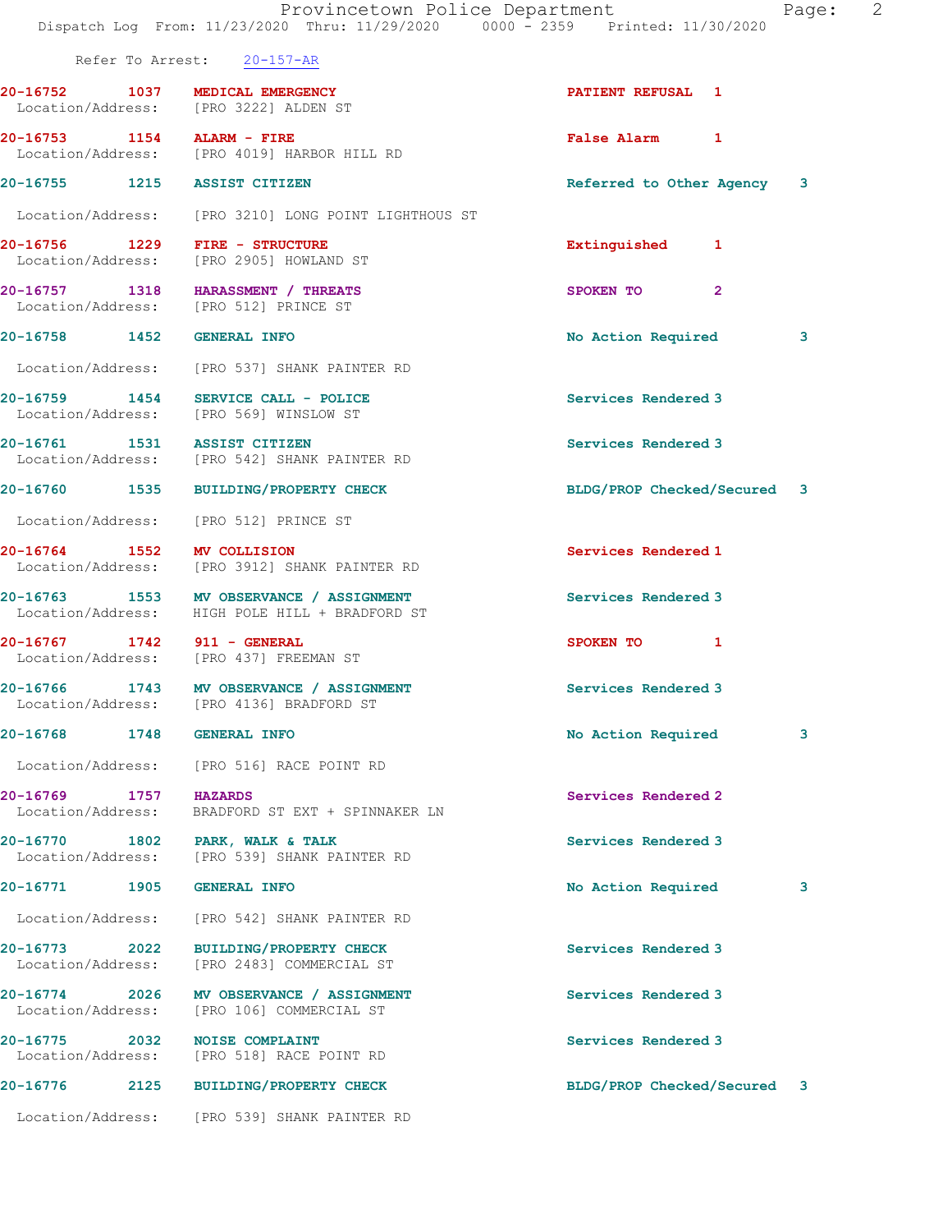Refer To Arrest: 20-157-AR

| Call # | Time | Call Reason | Action | Priority |
|---|---|---|---|---|
| 20-16752 | 1037 | MEDICAL EMERGENCY | PATIENT REFUSAL | 1 |
| Location/Address: | | [PRO 3222] ALDEN ST | | |
| 20-16753 | 1154 | ALARM - FIRE | False Alarm | 1 |
| Location/Address: | | [PRO 4019] HARBOR HILL RD | | |
| 20-16755 | 1215 | ASSIST CITIZEN | Referred to Other Agency | 3 |
| Location/Address: | | [PRO 3210] LONG POINT LIGHTHOUS ST | | |
| 20-16756 | 1229 | FIRE - STRUCTURE | Extinguished | 1 |
| Location/Address: | | [PRO 2905] HOWLAND ST | | |
| 20-16757 | 1318 | HARASSMENT / THREATS | SPOKEN TO | 2 |
| Location/Address: | | [PRO 512] PRINCE ST | | |
| 20-16758 | 1452 | GENERAL INFO | No Action Required | 3 |
| Location/Address: | | [PRO 537] SHANK PAINTER RD | | |
| 20-16759 | 1454 | SERVICE CALL - POLICE | Services Rendered | 3 |
| Location/Address: | | [PRO 569] WINSLOW ST | | |
| 20-16761 | 1531 | ASSIST CITIZEN | Services Rendered | 3 |
| Location/Address: | | [PRO 542] SHANK PAINTER RD | | |
| 20-16760 | 1535 | BUILDING/PROPERTY CHECK | BLDG/PROP Checked/Secured | 3 |
| Location/Address: | | [PRO 512] PRINCE ST | | |
| 20-16764 | 1552 | MV COLLISION | Services Rendered | 1 |
| Location/Address: | | [PRO 3912] SHANK PAINTER RD | | |
| 20-16763 | 1553 | MV OBSERVANCE / ASSIGNMENT | Services Rendered | 3 |
| Location/Address: | | HIGH POLE HILL + BRADFORD ST | | |
| 20-16767 | 1742 | 911 - GENERAL | SPOKEN TO | 1 |
| Location/Address: | | [PRO 437] FREEMAN ST | | |
| 20-16766 | 1743 | MV OBSERVANCE / ASSIGNMENT | Services Rendered | 3 |
| Location/Address: | | [PRO 4136] BRADFORD ST | | |
| 20-16768 | 1748 | GENERAL INFO | No Action Required | 3 |
| Location/Address: | | [PRO 516] RACE POINT RD | | |
| 20-16769 | 1757 | HAZARDS | Services Rendered | 2 |
| Location/Address: | | BRADFORD ST EXT + SPINNAKER LN | | |
| 20-16770 | 1802 | PARK, WALK & TALK | Services Rendered | 3 |
| Location/Address: | | [PRO 539] SHANK PAINTER RD | | |
| 20-16771 | 1905 | GENERAL INFO | No Action Required | 3 |
| Location/Address: | | [PRO 542] SHANK PAINTER RD | | |
| 20-16773 | 2022 | BUILDING/PROPERTY CHECK | Services Rendered | 3 |
| Location/Address: | | [PRO 2483] COMMERCIAL ST | | |
| 20-16774 | 2026 | MV OBSERVANCE / ASSIGNMENT | Services Rendered | 3 |
| Location/Address: | | [PRO 106] COMMERCIAL ST | | |
| 20-16775 | 2032 | NOISE COMPLAINT | Services Rendered | 3 |
| Location/Address: | | [PRO 518] RACE POINT RD | | |
| 20-16776 | 2125 | BUILDING/PROPERTY CHECK | BLDG/PROP Checked/Secured | 3 |
| Location/Address: | | [PRO 539] SHANK PAINTER RD | | |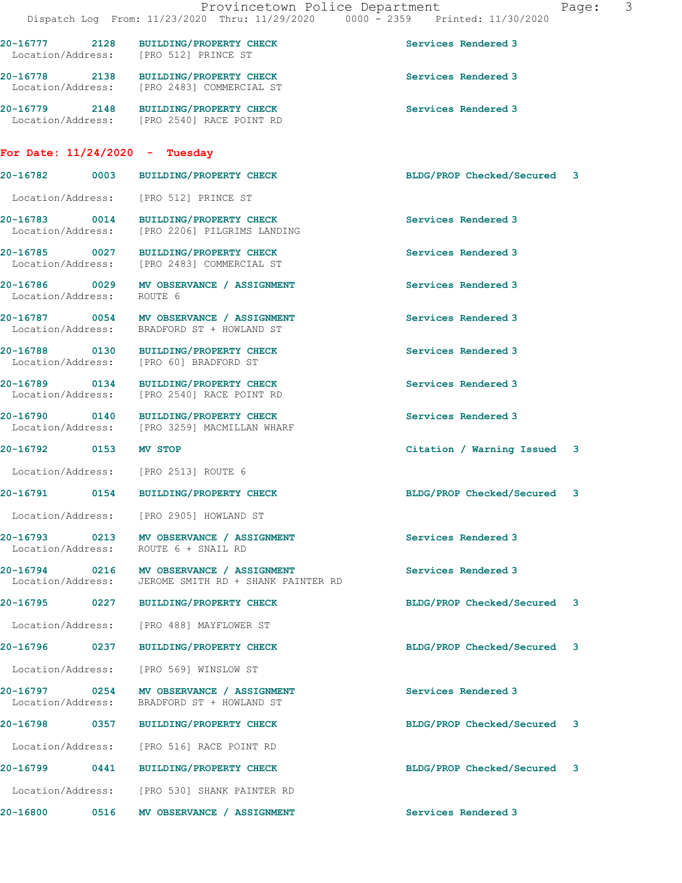20-16777 2128 **BUILDING/PROPERTY CHECK** Services Rendered 3
Location/Address: [PRO 512] PRINCE ST

20-16778 2138 **BUILDING/PROPERTY CHECK** Services Rendered 3
Location/Address: [PRO 2483] COMMERCIAL ST

20-16779 2148 **BUILDING/PROPERTY CHECK** Services Rendered 3
Location/Address: [PRO 2540] RACE POINT RD

**For Date: 11/24/2020 - Tuesday**

20-16782 0003 **BUILDING/PROPERTY CHECK** BLDG/PROP Checked/Secured 3
Location/Address: [PRO 512] PRINCE ST

20-16783 0014 **BUILDING/PROPERTY CHECK** Services Rendered 3
Location/Address: [PRO 2206] PILGRIMS LANDING

20-16785 0027 **BUILDING/PROPERTY CHECK** Services Rendered 3
Location/Address: [PRO 2483] COMMERCIAL ST

20-16786 0029 **MV OBSERVANCE / ASSIGNMENT** Services Rendered 3
Location/Address: ROUTE 6

20-16787 0054 **MV OBSERVANCE / ASSIGNMENT** Services Rendered 3
Location/Address: BRADFORD ST + HOWLAND ST

20-16788 0130 **BUILDING/PROPERTY CHECK** Services Rendered 3
Location/Address: [PRO 60] BRADFORD ST

20-16789 0134 **BUILDING/PROPERTY CHECK** Services Rendered 3
Location/Address: [PRO 2540] RACE POINT RD

20-16790 0140 **BUILDING/PROPERTY CHECK** Services Rendered 3
Location/Address: [PRO 3259] MACMILLAN WHARF

20-16792 0153 **MV STOP** Citation / Warning Issued 3
Location/Address: [PRO 2513] ROUTE 6

20-16791 0154 **BUILDING/PROPERTY CHECK** BLDG/PROP Checked/Secured 3
Location/Address: [PRO 2905] HOWLAND ST

20-16793 0213 **MV OBSERVANCE / ASSIGNMENT** Services Rendered 3
Location/Address: ROUTE 6 + SNAIL RD

20-16794 0216 **MV OBSERVANCE / ASSIGNMENT** Services Rendered 3
Location/Address: JEROME SMITH RD + SHANK PAINTER RD

20-16795 0227 **BUILDING/PROPERTY CHECK** BLDG/PROP Checked/Secured 3
Location/Address: [PRO 488] MAYFLOWER ST

20-16796 0237 **BUILDING/PROPERTY CHECK** BLDG/PROP Checked/Secured 3
Location/Address: [PRO 569] WINSLOW ST

20-16797 0254 **MV OBSERVANCE / ASSIGNMENT** Services Rendered 3
Location/Address: BRADFORD ST + HOWLAND ST

20-16798 0357 **BUILDING/PROPERTY CHECK** BLDG/PROP Checked/Secured 3
Location/Address: [PRO 516] RACE POINT RD

20-16799 0441 **BUILDING/PROPERTY CHECK** BLDG/PROP Checked/Secured 3
Location/Address: [PRO 530] SHANK PAINTER RD

20-16800 0516 **MV OBSERVANCE / ASSIGNMENT** Services Rendered 3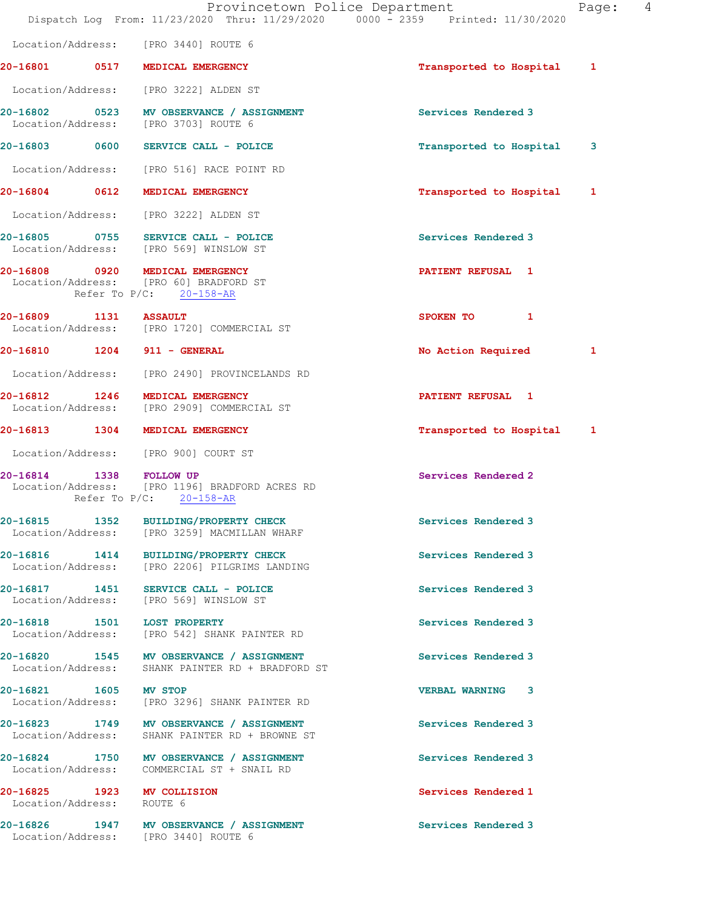Location/Address: [PRO 3440] ROUTE 6

| Call # | Time | Call Reason | Action | Priority |
|---|---|---|---|---|
| 20-16801 | 0517 | MEDICAL EMERGENCY | Transported to Hospital | 1 |

Location/Address: [PRO 3222] ALDEN ST

| Call # | Time | Call Reason | Action | Priority |
|---|---|---|---|---|
| 20-16802 | 0523 | MV OBSERVANCE / ASSIGNMENT | Services Rendered | 3 |

Location/Address: [PRO 3703] ROUTE 6

| Call # | Time | Call Reason | Action | Priority |
|---|---|---|---|---|
| 20-16803 | 0600 | SERVICE CALL - POLICE | Transported to Hospital | 3 |

Location/Address: [PRO 516] RACE POINT RD

| Call # | Time | Call Reason | Action | Priority |
|---|---|---|---|---|
| 20-16804 | 0612 | MEDICAL EMERGENCY | Transported to Hospital | 1 |

Location/Address: [PRO 3222] ALDEN ST

| Call # | Time | Call Reason | Action | Priority |
|---|---|---|---|---|
| 20-16805 | 0755 | SERVICE CALL - POLICE | Services Rendered | 3 |

Location/Address: [PRO 569] WINSLOW ST

| Call # | Time | Call Reason | Action | Priority |
|---|---|---|---|---|
| 20-16808 | 0920 | MEDICAL EMERGENCY | PATIENT REFUSAL | 1 |

Location/Address: [PRO 60] BRADFORD ST
Refer To P/C: 20-158-AR

| Call # | Time | Call Reason | Action | Priority |
|---|---|---|---|---|
| 20-16809 | 1131 | ASSAULT | SPOKEN TO | 1 |

Location/Address: [PRO 1720] COMMERCIAL ST

| Call # | Time | Call Reason | Action | Priority |
|---|---|---|---|---|
| 20-16810 | 1204 | 911 - GENERAL | No Action Required | 1 |

Location/Address: [PRO 2490] PROVINCELANDS RD

| Call # | Time | Call Reason | Action | Priority |
|---|---|---|---|---|
| 20-16812 | 1246 | MEDICAL EMERGENCY | PATIENT REFUSAL | 1 |

Location/Address: [PRO 2909] COMMERCIAL ST

| Call # | Time | Call Reason | Action | Priority |
|---|---|---|---|---|
| 20-16813 | 1304 | MEDICAL EMERGENCY | Transported to Hospital | 1 |

Location/Address: [PRO 900] COURT ST

| Call # | Time | Call Reason | Action | Priority |
|---|---|---|---|---|
| 20-16814 | 1338 | FOLLOW UP | Services Rendered | 2 |

Location/Address: [PRO 1196] BRADFORD ACRES RD
Refer To P/C: 20-158-AR

| Call # | Time | Call Reason | Action | Priority |
|---|---|---|---|---|
| 20-16815 | 1352 | BUILDING/PROPERTY CHECK | Services Rendered | 3 |

Location/Address: [PRO 3259] MACMILLAN WHARF

| Call # | Time | Call Reason | Action | Priority |
|---|---|---|---|---|
| 20-16816 | 1414 | BUILDING/PROPERTY CHECK | Services Rendered | 3 |

Location/Address: [PRO 2206] PILGRIMS LANDING

| Call # | Time | Call Reason | Action | Priority |
|---|---|---|---|---|
| 20-16817 | 1451 | SERVICE CALL - POLICE | Services Rendered | 3 |

Location/Address: [PRO 569] WINSLOW ST

| Call # | Time | Call Reason | Action | Priority |
|---|---|---|---|---|
| 20-16818 | 1501 | LOST PROPERTY | Services Rendered | 3 |

Location/Address: [PRO 542] SHANK PAINTER RD

| Call # | Time | Call Reason | Action | Priority |
|---|---|---|---|---|
| 20-16820 | 1545 | MV OBSERVANCE / ASSIGNMENT | Services Rendered | 3 |

Location/Address: SHANK PAINTER RD + BRADFORD ST

| Call # | Time | Call Reason | Action | Priority |
|---|---|---|---|---|
| 20-16821 | 1605 | MV STOP | VERBAL WARNING | 3 |

Location/Address: [PRO 3296] SHANK PAINTER RD

| Call # | Time | Call Reason | Action | Priority |
|---|---|---|---|---|
| 20-16823 | 1749 | MV OBSERVANCE / ASSIGNMENT | Services Rendered | 3 |

Location/Address: SHANK PAINTER RD + BROWNE ST

| Call # | Time | Call Reason | Action | Priority |
|---|---|---|---|---|
| 20-16824 | 1750 | MV OBSERVANCE / ASSIGNMENT | Services Rendered | 3 |

Location/Address: COMMERCIAL ST + SNAIL RD

| Call # | Time | Call Reason | Action | Priority |
|---|---|---|---|---|
| 20-16825 | 1923 | MV COLLISION | Services Rendered | 1 |

Location/Address: ROUTE 6

| Call # | Time | Call Reason | Action | Priority |
|---|---|---|---|---|
| 20-16826 | 1947 | MV OBSERVANCE / ASSIGNMENT | Services Rendered | 3 |

Location/Address: [PRO 3440] ROUTE 6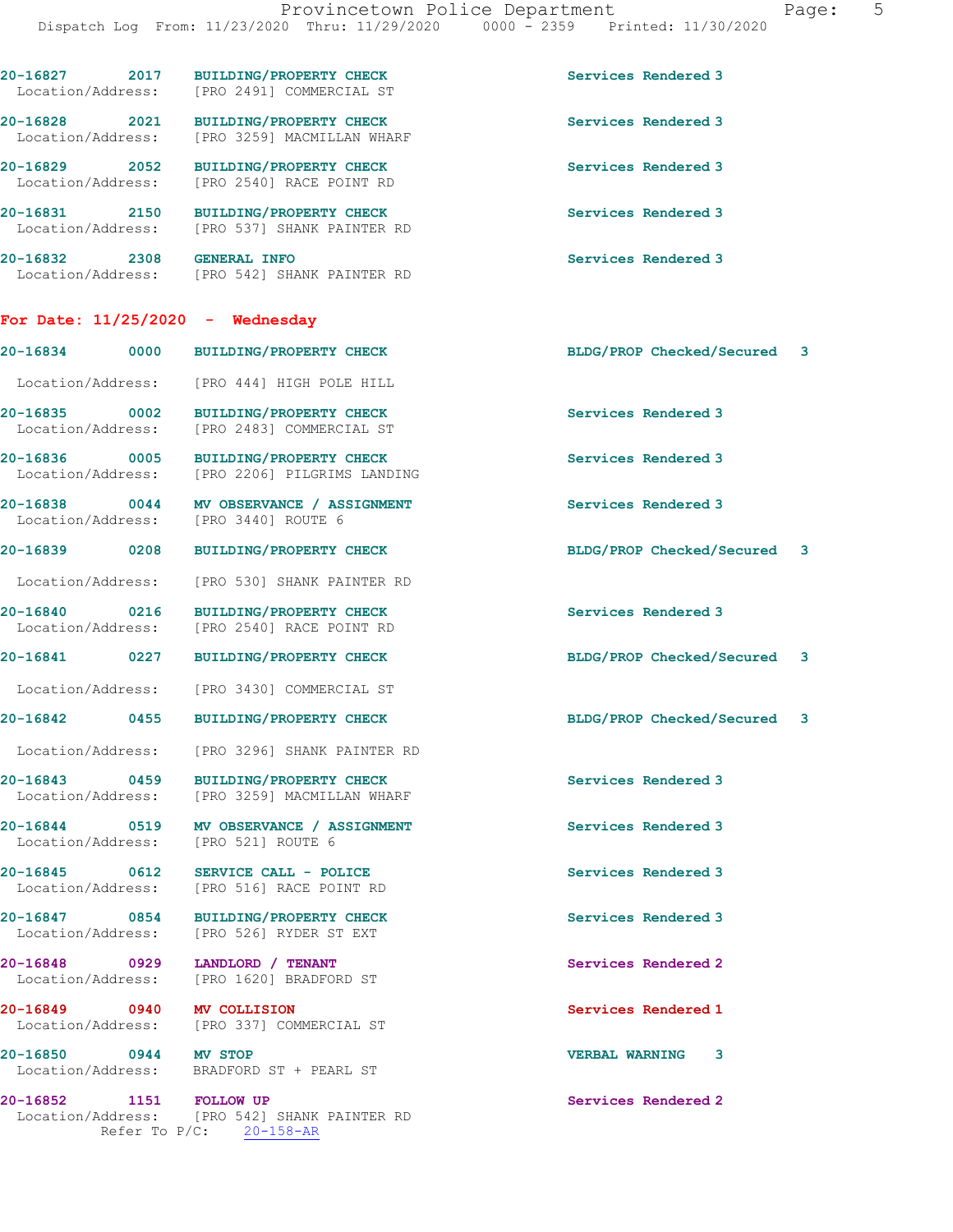20-16827 2017 BUILDING/PROPERTY CHECK Services Rendered 3
Location/Address: [PRO 2491] COMMERCIAL ST

20-16828 2021 BUILDING/PROPERTY CHECK Services Rendered 3
Location/Address: [PRO 3259] MACMILLAN WHARF

20-16829 2052 BUILDING/PROPERTY CHECK Services Rendered 3
Location/Address: [PRO 2540] RACE POINT RD

20-16831 2150 BUILDING/PROPERTY CHECK Services Rendered 3
Location/Address: [PRO 537] SHANK PAINTER RD

20-16832 2308 GENERAL INFO Services Rendered 3
Location/Address: [PRO 542] SHANK PAINTER RD

## For Date: 11/25/2020 - Wednesday

20-16834 0000 BUILDING/PROPERTY CHECK BLDG/PROP Checked/Secured 3
Location/Address: [PRO 444] HIGH POLE HILL

20-16835 0002 BUILDING/PROPERTY CHECK Services Rendered 3
Location/Address: [PRO 2483] COMMERCIAL ST

20-16836 0005 BUILDING/PROPERTY CHECK Services Rendered 3
Location/Address: [PRO 2206] PILGRIMS LANDING

20-16838 0044 MV OBSERVANCE / ASSIGNMENT Services Rendered 3
Location/Address: [PRO 3440] ROUTE 6

20-16839 0208 BUILDING/PROPERTY CHECK BLDG/PROP Checked/Secured 3
Location/Address: [PRO 530] SHANK PAINTER RD

20-16840 0216 BUILDING/PROPERTY CHECK Services Rendered 3
Location/Address: [PRO 2540] RACE POINT RD

20-16841 0227 BUILDING/PROPERTY CHECK BLDG/PROP Checked/Secured 3
Location/Address: [PRO 3430] COMMERCIAL ST

20-16842 0455 BUILDING/PROPERTY CHECK BLDG/PROP Checked/Secured 3
Location/Address: [PRO 3296] SHANK PAINTER RD

20-16843 0459 BUILDING/PROPERTY CHECK Services Rendered 3
Location/Address: [PRO 3259] MACMILLAN WHARF

20-16844 0519 MV OBSERVANCE / ASSIGNMENT Services Rendered 3
Location/Address: [PRO 521] ROUTE 6

20-16845 0612 SERVICE CALL - POLICE Services Rendered 3
Location/Address: [PRO 516] RACE POINT RD

20-16847 0854 BUILDING/PROPERTY CHECK Services Rendered 3
Location/Address: [PRO 526] RYDER ST EXT

20-16848 0929 LANDLORD / TENANT Services Rendered 2
Location/Address: [PRO 1620] BRADFORD ST

20-16849 0940 MV COLLISION Services Rendered 1
Location/Address: [PRO 337] COMMERCIAL ST

20-16850 0944 MV STOP VERBAL WARNING 3
Location/Address: BRADFORD ST + PEARL ST

20-16852 1151 FOLLOW UP Services Rendered 2
Location/Address: [PRO 542] SHANK PAINTER RD
Refer To P/C: 20-158-AR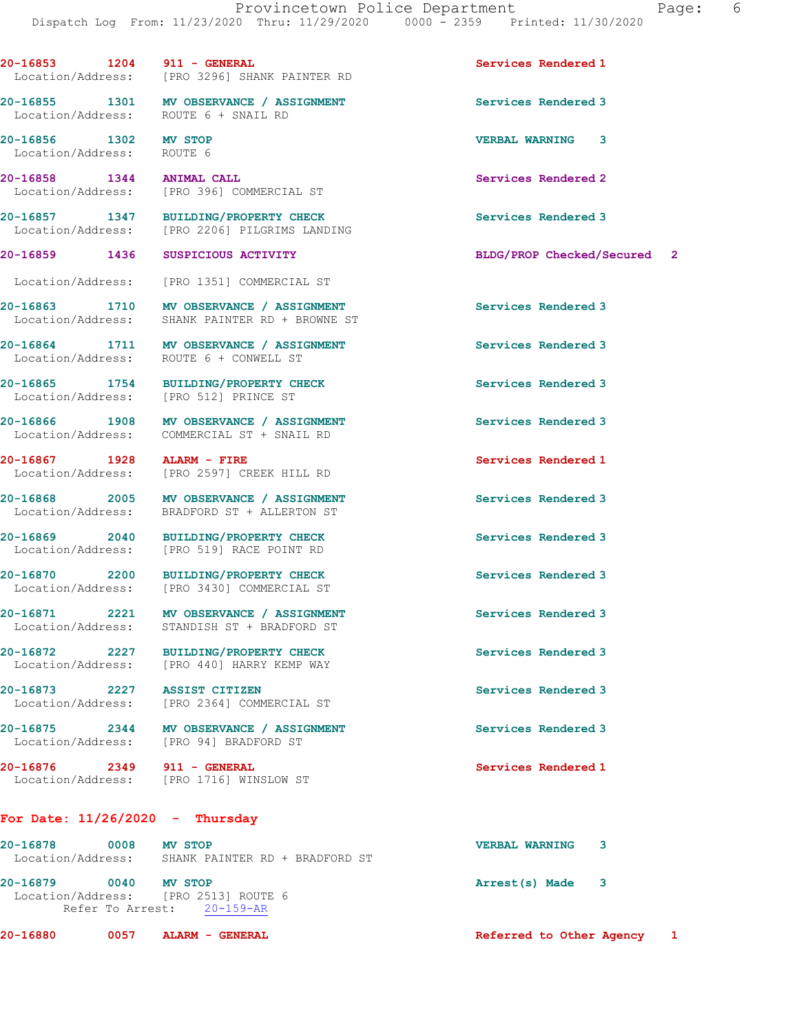20-16853 1204 911 - GENERAL Services Rendered 1
Location/Address: [PRO 3296] SHANK PAINTER RD

20-16855 1301 MV OBSERVANCE / ASSIGNMENT Services Rendered 3
Location/Address: ROUTE 6 + SNAIL RD

20-16856 1302 MV STOP VERBAL WARNING 3
Location/Address: ROUTE 6

20-16858 1344 ANIMAL CALL Services Rendered 2
Location/Address: [PRO 396] COMMERCIAL ST

20-16857 1347 BUILDING/PROPERTY CHECK Services Rendered 3
Location/Address: [PRO 2206] PILGRIMS LANDING

20-16859 1436 SUSPICIOUS ACTIVITY BLDG/PROP Checked/Secured 2

Location/Address: [PRO 1351] COMMERCIAL ST

20-16863 1710 MV OBSERVANCE / ASSIGNMENT Services Rendered 3
Location/Address: SHANK PAINTER RD + BROWNE ST

20-16864 1711 MV OBSERVANCE / ASSIGNMENT Services Rendered 3
Location/Address: ROUTE 6 + CONWELL ST

20-16865 1754 BUILDING/PROPERTY CHECK Services Rendered 3
Location/Address: [PRO 512] PRINCE ST

20-16866 1908 MV OBSERVANCE / ASSIGNMENT Services Rendered 3
Location/Address: COMMERCIAL ST + SNAIL RD

20-16867 1928 ALARM - FIRE Services Rendered 1
Location/Address: [PRO 2597] CREEK HILL RD

20-16868 2005 MV OBSERVANCE / ASSIGNMENT Services Rendered 3
Location/Address: BRADFORD ST + ALLERTON ST

20-16869 2040 BUILDING/PROPERTY CHECK Services Rendered 3
Location/Address: [PRO 519] RACE POINT RD

20-16870 2200 BUILDING/PROPERTY CHECK Services Rendered 3
Location/Address: [PRO 3430] COMMERCIAL ST

20-16871 2221 MV OBSERVANCE / ASSIGNMENT Services Rendered 3
Location/Address: STANDISH ST + BRADFORD ST

20-16872 2227 BUILDING/PROPERTY CHECK Services Rendered 3
Location/Address: [PRO 440] HARRY KEMP WAY

20-16873 2227 ASSIST CITIZEN Services Rendered 3
Location/Address: [PRO 2364] COMMERCIAL ST

20-16875 2344 MV OBSERVANCE / ASSIGNMENT Services Rendered 3
Location/Address: [PRO 94] BRADFORD ST

20-16876 2349 911 - GENERAL Services Rendered 1
Location/Address: [PRO 1716] WINSLOW ST

**For Date: 11/26/2020 - Thursday**

20-16878 0008 MV STOP VERBAL WARNING 3
Location/Address: SHANK PAINTER RD + BRADFORD ST

20-16879 0040 MV STOP Arrest(s) Made 3
Location/Address: [PRO 2513] ROUTE 6
Refer To Arrest: 20-159-AR

20-16880 0057 ALARM - GENERAL Referred to Other Agency 1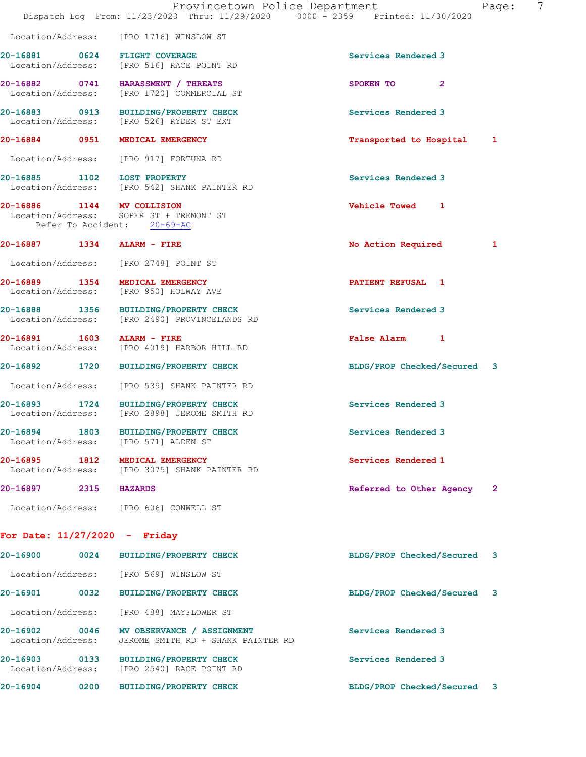Location/Address: [PRO 1716] WINSLOW ST

**20-16881 0624 FLIGHT COVERAGE** Services Rendered 3
Location/Address: [PRO 516] RACE POINT RD

**20-16882 0741 HARASSMENT / THREATS** SPOKEN TO 2
Location/Address: [PRO 1720] COMMERCIAL ST

**20-16883 0913 BUILDING/PROPERTY CHECK** Services Rendered 3
Location/Address: [PRO 526] RYDER ST EXT

**20-16884 0951 MEDICAL EMERGENCY** Transported to Hospital 1
Location/Address: [PRO 917] FORTUNA RD

**20-16885 1102 LOST PROPERTY** Services Rendered 3
Location/Address: [PRO 542] SHANK PAINTER RD

**20-16886 1144 MV COLLISION** Vehicle Towed 1
Location/Address: SOPER ST + TREMONT ST
Refer To Accident: 20-69-AC

**20-16887 1334 ALARM - FIRE** No Action Required 1
Location/Address: [PRO 2748] POINT ST

**20-16889 1354 MEDICAL EMERGENCY** PATIENT REFUSAL 1
Location/Address: [PRO 950] HOLWAY AVE

**20-16888 1356 BUILDING/PROPERTY CHECK** Services Rendered 3
Location/Address: [PRO 2490] PROVINCELANDS RD

**20-16891 1603 ALARM - FIRE** False Alarm 1
Location/Address: [PRO 4019] HARBOR HILL RD

**20-16892 1720 BUILDING/PROPERTY CHECK** BLDG/PROP Checked/Secured 3
Location/Address: [PRO 539] SHANK PAINTER RD

**20-16893 1724 BUILDING/PROPERTY CHECK** Services Rendered 3
Location/Address: [PRO 2898] JEROME SMITH RD

**20-16894 1803 BUILDING/PROPERTY CHECK** Services Rendered 3
Location/Address: [PRO 571] ALDEN ST

**20-16895 1812 MEDICAL EMERGENCY** Services Rendered 1
Location/Address: [PRO 3075] SHANK PAINTER RD

**20-16897 2315 HAZARDS** Referred to Other Agency 2
Location/Address: [PRO 606] CONWELL ST

## For Date: 11/27/2020 - Friday

**20-16900 0024 BUILDING/PROPERTY CHECK** BLDG/PROP Checked/Secured 3
Location/Address: [PRO 569] WINSLOW ST

**20-16901 0032 BUILDING/PROPERTY CHECK** BLDG/PROP Checked/Secured 3
Location/Address: [PRO 488] MAYFLOWER ST

**20-16902 0046 MV OBSERVANCE / ASSIGNMENT** Services Rendered 3
Location/Address: JEROME SMITH RD + SHANK PAINTER RD

**20-16903 0133 BUILDING/PROPERTY CHECK** Services Rendered 3
Location/Address: [PRO 2540] RACE POINT RD

**20-16904 0200 BUILDING/PROPERTY CHECK** BLDG/PROP Checked/Secured 3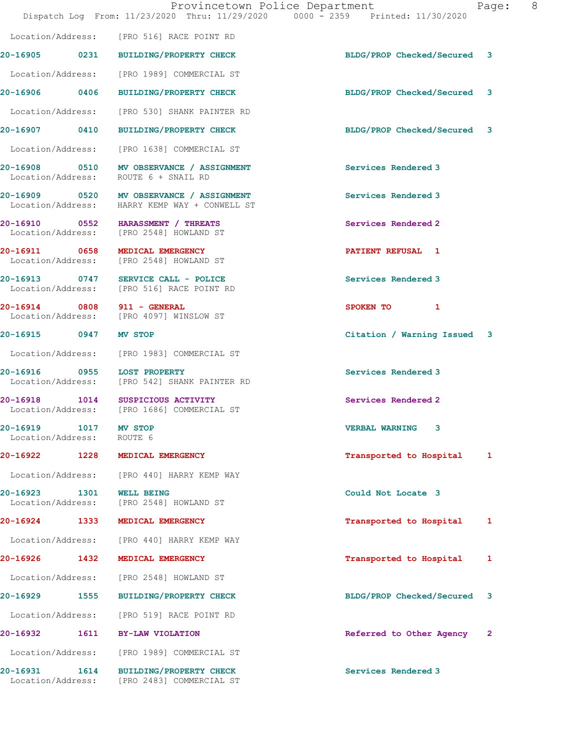Location/Address: [PRO 516] RACE POINT RD

| Call # | Time | Call Type | Disposition | Priority |
|---|---|---|---|---|
| 20-16905 | 0231 | BUILDING/PROPERTY CHECK | BLDG/PROP Checked/Secured | 3 |
| | | Location/Address: [PRO 1989] COMMERCIAL ST | | |
| 20-16906 | 0406 | BUILDING/PROPERTY CHECK | BLDG/PROP Checked/Secured | 3 |
| | | Location/Address: [PRO 530] SHANK PAINTER RD | | |
| 20-16907 | 0410 | BUILDING/PROPERTY CHECK | BLDG/PROP Checked/Secured | 3 |
| | | Location/Address: [PRO 1638] COMMERCIAL ST | | |
| 20-16908 | 0510 | MV OBSERVANCE / ASSIGNMENT | Services Rendered | 3 |
| | | Location/Address: ROUTE 6 + SNAIL RD | | |
| 20-16909 | 0520 | MV OBSERVANCE / ASSIGNMENT | Services Rendered | 3 |
| | | Location/Address: HARRY KEMP WAY + CONWELL ST | | |
| 20-16910 | 0552 | HARASSMENT / THREATS | Services Rendered | 2 |
| | | Location/Address: [PRO 2548] HOWLAND ST | | |
| 20-16911 | 0658 | MEDICAL EMERGENCY | PATIENT REFUSAL | 1 |
| | | Location/Address: [PRO 2548] HOWLAND ST | | |
| 20-16913 | 0747 | SERVICE CALL - POLICE | Services Rendered | 3 |
| | | Location/Address: [PRO 516] RACE POINT RD | | |
| 20-16914 | 0808 | 911 - GENERAL | SPOKEN TO | 1 |
| | | Location/Address: [PRO 4097] WINSLOW ST | | |
| 20-16915 | 0947 | MV STOP | Citation / Warning Issued | 3 |
| | | Location/Address: [PRO 1983] COMMERCIAL ST | | |
| 20-16916 | 0955 | LOST PROPERTY | Services Rendered | 3 |
| | | Location/Address: [PRO 542] SHANK PAINTER RD | | |
| 20-16918 | 1014 | SUSPICIOUS ACTIVITY | Services Rendered | 2 |
| | | Location/Address: [PRO 1686] COMMERCIAL ST | | |
| 20-16919 | 1017 | MV STOP | VERBAL WARNING | 3 |
| | | Location/Address: ROUTE 6 | | |
| 20-16922 | 1228 | MEDICAL EMERGENCY | Transported to Hospital | 1 |
| | | Location/Address: [PRO 440] HARRY KEMP WAY | | |
| 20-16923 | 1301 | WELL BEING | Could Not Locate | 3 |
| | | Location/Address: [PRO 2548] HOWLAND ST | | |
| 20-16924 | 1333 | MEDICAL EMERGENCY | Transported to Hospital | 1 |
| | | Location/Address: [PRO 440] HARRY KEMP WAY | | |
| 20-16926 | 1432 | MEDICAL EMERGENCY | Transported to Hospital | 1 |
| | | Location/Address: [PRO 2548] HOWLAND ST | | |
| 20-16929 | 1555 | BUILDING/PROPERTY CHECK | BLDG/PROP Checked/Secured | 3 |
| | | Location/Address: [PRO 519] RACE POINT RD | | |
| 20-16932 | 1611 | BY-LAW VIOLATION | Referred to Other Agency | 2 |
| | | Location/Address: [PRO 1989] COMMERCIAL ST | | |
| 20-16931 | 1614 | BUILDING/PROPERTY CHECK | Services Rendered | 3 |
| | | Location/Address: [PRO 2483] COMMERCIAL ST | | |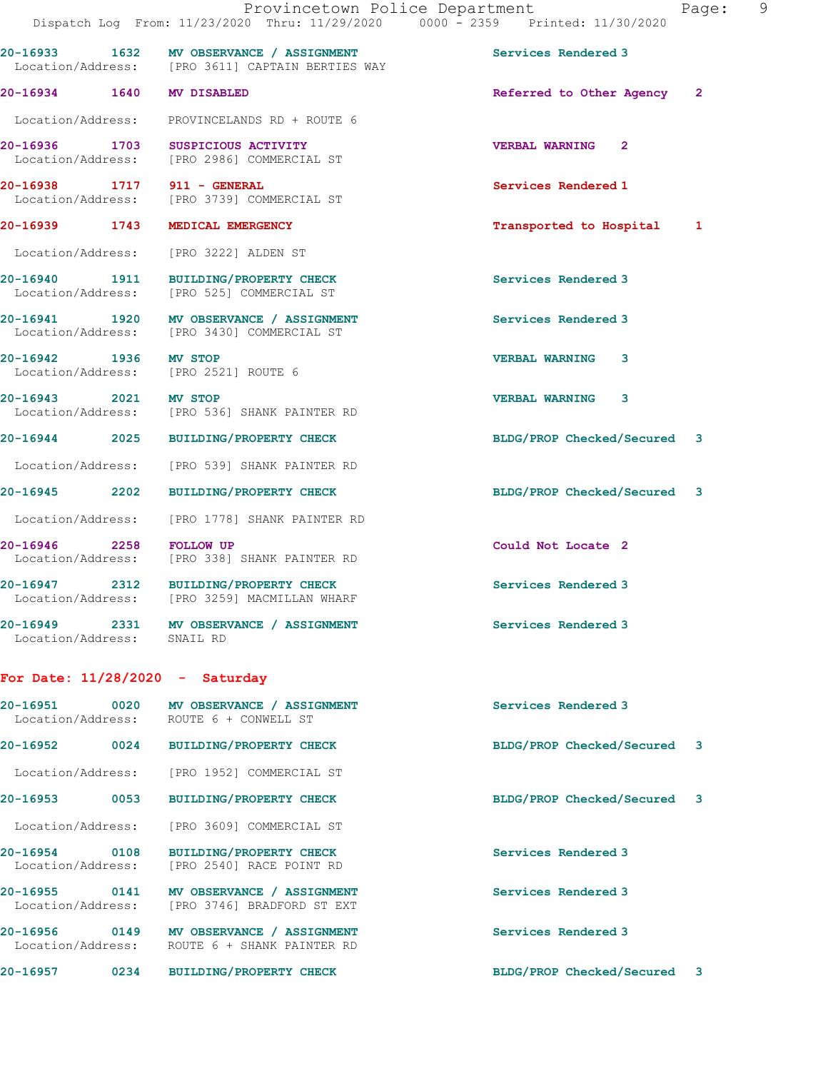20-16933 1632 **MV OBSERVANCE / ASSIGNMENT** Services Rendered 3
Location/Address: [PRO 3611] CAPTAIN BERTIES WAY

20-16934 1640 **MV DISABLED** Referred to Other Agency 2
Location/Address: PROVINCELANDS RD + ROUTE 6

20-16936 1703 **SUSPICIOUS ACTIVITY** VERBAL WARNING 2
Location/Address: [PRO 2986] COMMERCIAL ST

20-16938 1717 **911 - GENERAL** Services Rendered 1
Location/Address: [PRO 3739] COMMERCIAL ST

20-16939 1743 **MEDICAL EMERGENCY** Transported to Hospital 1
Location/Address: [PRO 3222] ALDEN ST

20-16940 1911 **BUILDING/PROPERTY CHECK** Services Rendered 3
Location/Address: [PRO 525] COMMERCIAL ST

20-16941 1920 **MV OBSERVANCE / ASSIGNMENT** Services Rendered 3
Location/Address: [PRO 3430] COMMERCIAL ST

20-16942 1936 **MV STOP** VERBAL WARNING 3
Location/Address: [PRO 2521] ROUTE 6

20-16943 2021 **MV STOP** VERBAL WARNING 3
Location/Address: [PRO 536] SHANK PAINTER RD

20-16944 2025 **BUILDING/PROPERTY CHECK** BLDG/PROP Checked/Secured 3
Location/Address: [PRO 539] SHANK PAINTER RD

20-16945 2202 **BUILDING/PROPERTY CHECK** BLDG/PROP Checked/Secured 3
Location/Address: [PRO 1778] SHANK PAINTER RD

20-16946 2258 **FOLLOW UP** Could Not Locate 2
Location/Address: [PRO 338] SHANK PAINTER RD

20-16947 2312 **BUILDING/PROPERTY CHECK** Services Rendered 3
Location/Address: [PRO 3259] MACMILLAN WHARF

20-16949 2331 **MV OBSERVANCE / ASSIGNMENT** Services Rendered 3
Location/Address: SNAIL RD

## For Date: 11/28/2020 - Saturday

20-16951 0020 **MV OBSERVANCE / ASSIGNMENT** Services Rendered 3
Location/Address: ROUTE 6 + CONWELL ST

20-16952 0024 **BUILDING/PROPERTY CHECK** BLDG/PROP Checked/Secured 3
Location/Address: [PRO 1952] COMMERCIAL ST

20-16953 0053 **BUILDING/PROPERTY CHECK** BLDG/PROP Checked/Secured 3
Location/Address: [PRO 3609] COMMERCIAL ST

20-16954 0108 **BUILDING/PROPERTY CHECK** Services Rendered 3
Location/Address: [PRO 2540] RACE POINT RD

20-16955 0141 **MV OBSERVANCE / ASSIGNMENT** Services Rendered 3
Location/Address: [PRO 3746] BRADFORD ST EXT

20-16956 0149 **MV OBSERVANCE / ASSIGNMENT** Services Rendered 3
Location/Address: ROUTE 6 + SHANK PAINTER RD

20-16957 0234 **BUILDING/PROPERTY CHECK** BLDG/PROP Checked/Secured 3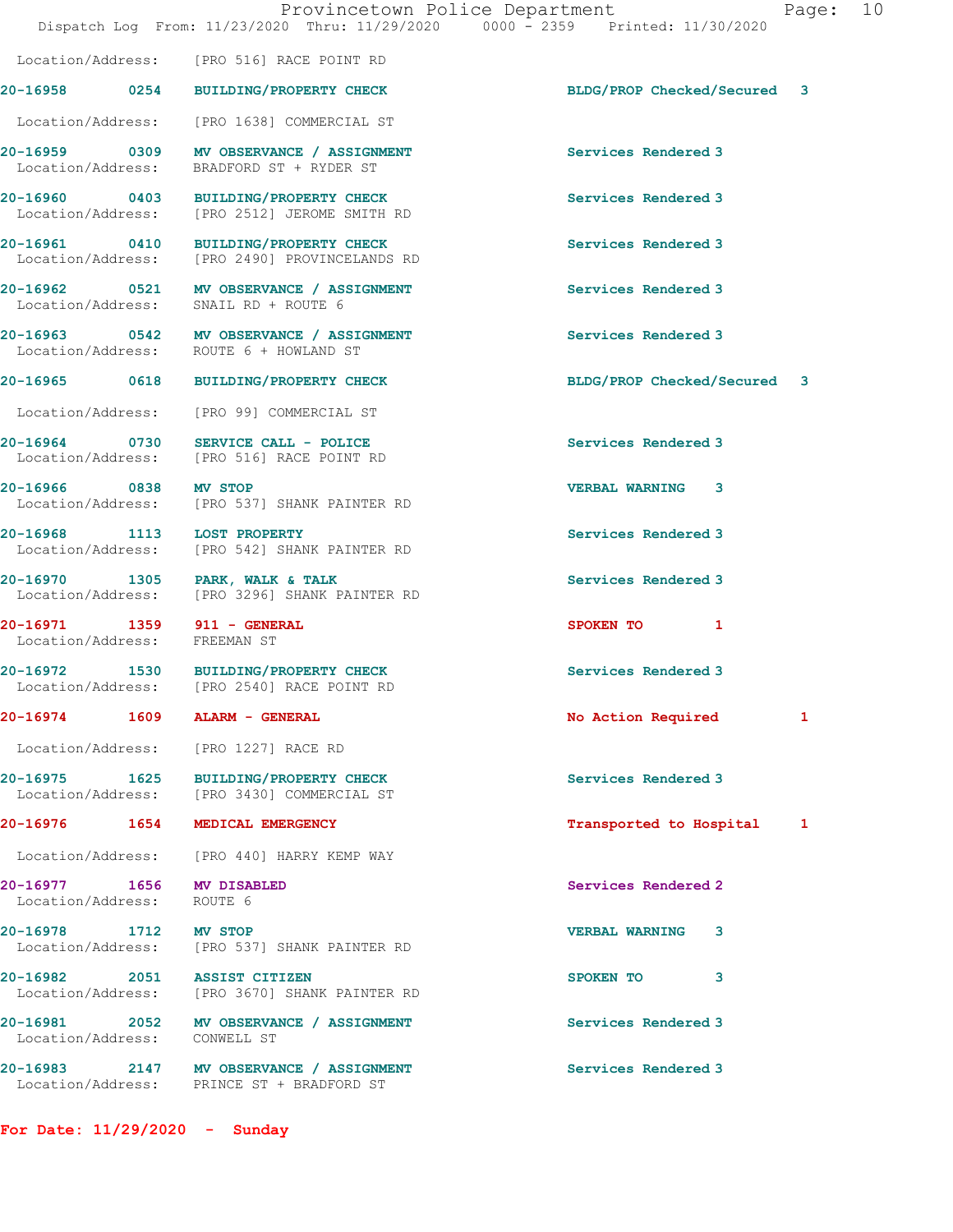Location/Address: [PRO 516] RACE POINT RD

| Call # | Time | Call Type | Disposition | Priority |
|---|---|---|---|---|
| 20-16958 | 0254 | BUILDING/PROPERTY CHECK | BLDG/PROP Checked/Secured | 3 |
| | | Location/Address: [PRO 1638] COMMERCIAL ST | | |
| 20-16959 | 0309 | MV OBSERVANCE / ASSIGNMENT | Services Rendered | 3 |
| | | Location/Address: BRADFORD ST + RYDER ST | | |
| 20-16960 | 0403 | BUILDING/PROPERTY CHECK | Services Rendered | 3 |
| | | Location/Address: [PRO 2512] JEROME SMITH RD | | |
| 20-16961 | 0410 | BUILDING/PROPERTY CHECK | Services Rendered | 3 |
| | | Location/Address: [PRO 2490] PROVINCELANDS RD | | |
| 20-16962 | 0521 | MV OBSERVANCE / ASSIGNMENT | Services Rendered | 3 |
| | | Location/Address: SNAIL RD + ROUTE 6 | | |
| 20-16963 | 0542 | MV OBSERVANCE / ASSIGNMENT | Services Rendered | 3 |
| | | Location/Address: ROUTE 6 + HOWLAND ST | | |
| 20-16965 | 0618 | BUILDING/PROPERTY CHECK | BLDG/PROP Checked/Secured | 3 |
| | | Location/Address: [PRO 99] COMMERCIAL ST | | |
| 20-16964 | 0730 | SERVICE CALL - POLICE | Services Rendered | 3 |
| | | Location/Address: [PRO 516] RACE POINT RD | | |
| 20-16966 | 0838 | MV STOP | VERBAL WARNING | 3 |
| | | Location/Address: [PRO 537] SHANK PAINTER RD | | |
| 20-16968 | 1113 | LOST PROPERTY | Services Rendered | 3 |
| | | Location/Address: [PRO 542] SHANK PAINTER RD | | |
| 20-16970 | 1305 | PARK, WALK & TALK | Services Rendered | 3 |
| | | Location/Address: [PRO 3296] SHANK PAINTER RD | | |
| 20-16971 | 1359 | 911 - GENERAL | SPOKEN TO | 1 |
| | | Location/Address: FREEMAN ST | | |
| 20-16972 | 1530 | BUILDING/PROPERTY CHECK | Services Rendered | 3 |
| | | Location/Address: [PRO 2540] RACE POINT RD | | |
| 20-16974 | 1609 | ALARM - GENERAL | No Action Required | 1 |
| | | Location/Address: [PRO 1227] RACE RD | | |
| 20-16975 | 1625 | BUILDING/PROPERTY CHECK | Services Rendered | 3 |
| | | Location/Address: [PRO 3430] COMMERCIAL ST | | |
| 20-16976 | 1654 | MEDICAL EMERGENCY | Transported to Hospital | 1 |
| | | Location/Address: [PRO 440] HARRY KEMP WAY | | |
| 20-16977 | 1656 | MV DISABLED | Services Rendered | 2 |
| | | Location/Address: ROUTE 6 | | |
| 20-16978 | 1712 | MV STOP | VERBAL WARNING | 3 |
| | | Location/Address: [PRO 537] SHANK PAINTER RD | | |
| 20-16982 | 2051 | ASSIST CITIZEN | SPOKEN TO | 3 |
| | | Location/Address: [PRO 3670] SHANK PAINTER RD | | |
| 20-16981 | 2052 | MV OBSERVANCE / ASSIGNMENT | Services Rendered | 3 |
| | | Location/Address: CONWELL ST | | |
| 20-16983 | 2147 | MV OBSERVANCE / ASSIGNMENT | Services Rendered | 3 |
| | | Location/Address: PRINCE ST + BRADFORD ST | | |

**For Date: 11/29/2020 - Sunday**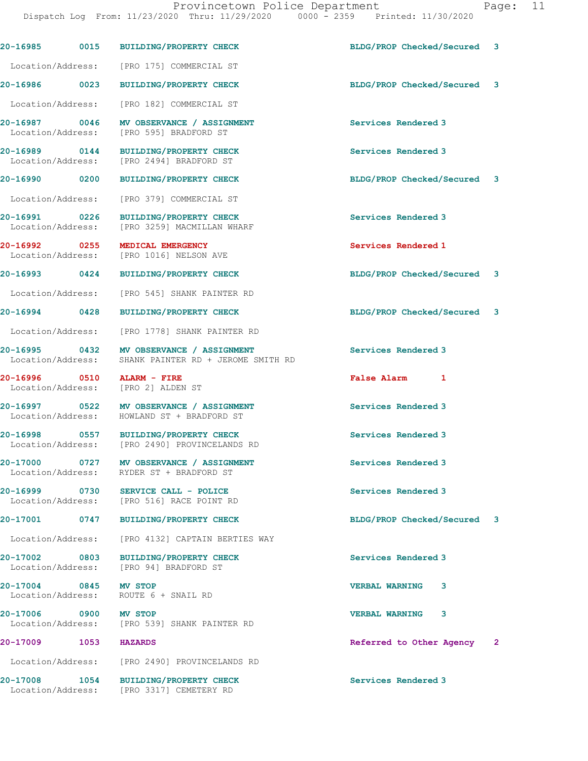| Call Number | Time | Call Reason | Action | Priority |
|---|---|---|---|---|
| 20-16985 | 0015 | BUILDING/PROPERTY CHECK | BLDG/PROP Checked/Secured | 3 |
| Location/Address: | | [PRO 175] COMMERCIAL ST | | |
| 20-16986 | 0023 | BUILDING/PROPERTY CHECK | BLDG/PROP Checked/Secured | 3 |
| Location/Address: | | [PRO 182] COMMERCIAL ST | | |
| 20-16987 | 0046 | MV OBSERVANCE / ASSIGNMENT | Services Rendered | 3 |
| Location/Address: | | [PRO 595] BRADFORD ST | | |
| 20-16989 | 0144 | BUILDING/PROPERTY CHECK | Services Rendered | 3 |
| Location/Address: | | [PRO 2494] BRADFORD ST | | |
| 20-16990 | 0200 | BUILDING/PROPERTY CHECK | BLDG/PROP Checked/Secured | 3 |
| Location/Address: | | [PRO 379] COMMERCIAL ST | | |
| 20-16991 | 0226 | BUILDING/PROPERTY CHECK | Services Rendered | 3 |
| Location/Address: | | [PRO 3259] MACMILLAN WHARF | | |
| 20-16992 | 0255 | MEDICAL EMERGENCY | Services Rendered | 1 |
| Location/Address: | | [PRO 1016] NELSON AVE | | |
| 20-16993 | 0424 | BUILDING/PROPERTY CHECK | BLDG/PROP Checked/Secured | 3 |
| Location/Address: | | [PRO 545] SHANK PAINTER RD | | |
| 20-16994 | 0428 | BUILDING/PROPERTY CHECK | BLDG/PROP Checked/Secured | 3 |
| Location/Address: | | [PRO 1778] SHANK PAINTER RD | | |
| 20-16995 | 0432 | MV OBSERVANCE / ASSIGNMENT | Services Rendered | 3 |
| Location/Address: | | SHANK PAINTER RD + JEROME SMITH RD | | |
| 20-16996 | 0510 | ALARM - FIRE | False Alarm | 1 |
| Location/Address: | | [PRO 2] ALDEN ST | | |
| 20-16997 | 0522 | MV OBSERVANCE / ASSIGNMENT | Services Rendered | 3 |
| Location/Address: | | HOWLAND ST + BRADFORD ST | | |
| 20-16998 | 0557 | BUILDING/PROPERTY CHECK | Services Rendered | 3 |
| Location/Address: | | [PRO 2490] PROVINCELANDS RD | | |
| 20-17000 | 0727 | MV OBSERVANCE / ASSIGNMENT | Services Rendered | 3 |
| Location/Address: | | RYDER ST + BRADFORD ST | | |
| 20-16999 | 0730 | SERVICE CALL - POLICE | Services Rendered | 3 |
| Location/Address: | | [PRO 516] RACE POINT RD | | |
| 20-17001 | 0747 | BUILDING/PROPERTY CHECK | BLDG/PROP Checked/Secured | 3 |
| Location/Address: | | [PRO 4132] CAPTAIN BERTIES WAY | | |
| 20-17002 | 0803 | BUILDING/PROPERTY CHECK | Services Rendered | 3 |
| Location/Address: | | [PRO 94] BRADFORD ST | | |
| 20-17004 | 0845 | MV STOP | VERBAL WARNING | 3 |
| Location/Address: | | ROUTE 6 + SNAIL RD | | |
| 20-17006 | 0900 | MV STOP | VERBAL WARNING | 3 |
| Location/Address: | | [PRO 539] SHANK PAINTER RD | | |
| 20-17009 | 1053 | HAZARDS | Referred to Other Agency | 2 |
| Location/Address: | | [PRO 2490] PROVINCELANDS RD | | |
| 20-17008 | 1054 | BUILDING/PROPERTY CHECK | Services Rendered | 3 |
| Location/Address: | | [PRO 3317] CEMETERY RD | | |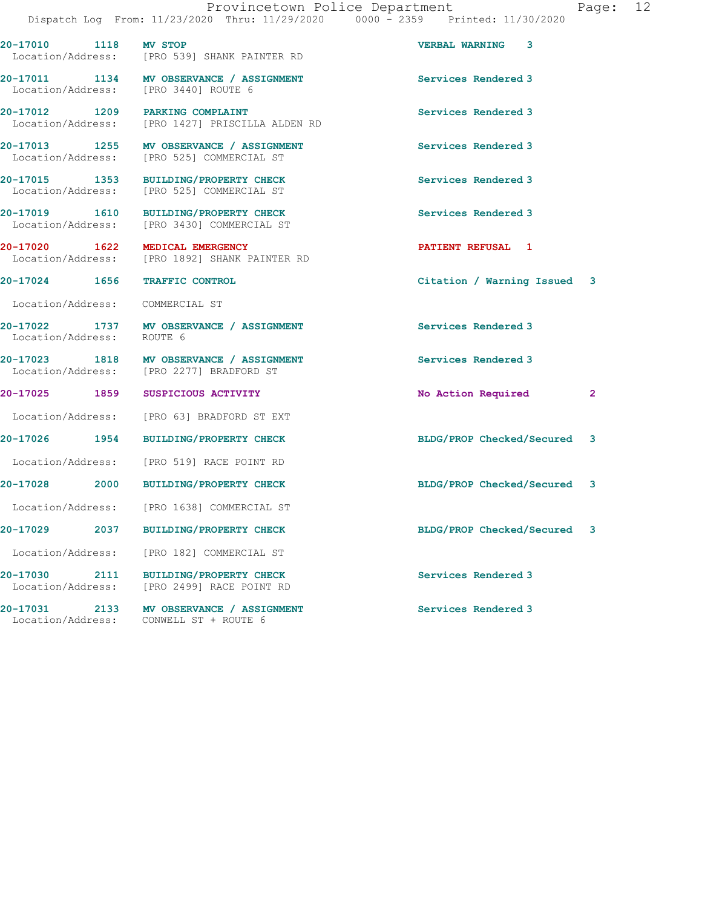20-17010 1118 MV STOP VERBAL WARNING 3
Location/Address: [PRO 539] SHANK PAINTER RD

20-17011 1134 MV OBSERVANCE / ASSIGNMENT Services Rendered 3
Location/Address: [PRO 3440] ROUTE 6

20-17012 1209 PARKING COMPLAINT Services Rendered 3
Location/Address: [PRO 1427] PRISCILLA ALDEN RD

20-17013 1255 MV OBSERVANCE / ASSIGNMENT Services Rendered 3
Location/Address: [PRO 525] COMMERCIAL ST

20-17015 1353 BUILDING/PROPERTY CHECK Services Rendered 3
Location/Address: [PRO 525] COMMERCIAL ST

20-17019 1610 BUILDING/PROPERTY CHECK Services Rendered 3
Location/Address: [PRO 3430] COMMERCIAL ST

20-17020 1622 MEDICAL EMERGENCY PATIENT REFUSAL 1
Location/Address: [PRO 1892] SHANK PAINTER RD

20-17024 1656 TRAFFIC CONTROL Citation / Warning Issued 3
Location/Address: COMMERCIAL ST

20-17022 1737 MV OBSERVANCE / ASSIGNMENT Services Rendered 3
Location/Address: ROUTE 6

20-17023 1818 MV OBSERVANCE / ASSIGNMENT Services Rendered 3
Location/Address: [PRO 2277] BRADFORD ST

20-17025 1859 SUSPICIOUS ACTIVITY No Action Required 2
Location/Address: [PRO 63] BRADFORD ST EXT

20-17026 1954 BUILDING/PROPERTY CHECK BLDG/PROP Checked/Secured 3
Location/Address: [PRO 519] RACE POINT RD

20-17028 2000 BUILDING/PROPERTY CHECK BLDG/PROP Checked/Secured 3
Location/Address: [PRO 1638] COMMERCIAL ST

20-17029 2037 BUILDING/PROPERTY CHECK BLDG/PROP Checked/Secured 3
Location/Address: [PRO 182] COMMERCIAL ST

20-17030 2111 BUILDING/PROPERTY CHECK Services Rendered 3
Location/Address: [PRO 2499] RACE POINT RD

20-17031 2133 MV OBSERVANCE / ASSIGNMENT Services Rendered 3
Location/Address: CONWELL ST + ROUTE 6